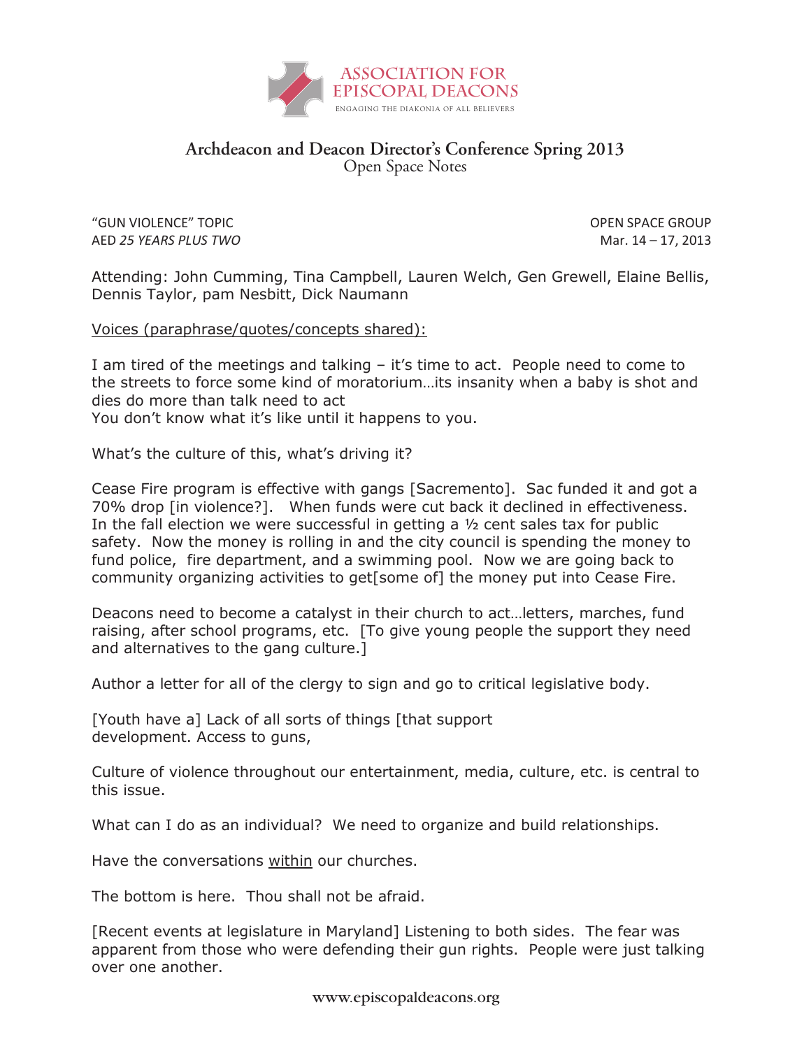ASSOCIATION FOR EPISCOPAL DEACONS

ENGAGING THE DIAKONIA OF ALL BELIEVERS

# Archdeacon and Deacon Director's Conference Spring 2013

## Open Space Notes

"GUN VIOLENCE" TOPIC
AED *25 YEARS PLUS TWO*

OPEN SPACE GROUP
Mar. 14 – 17, 2013

Attending: John Cumming, Tina Campbell, Lauren Welch, Gen Grewell, Elaine Bellis, Dennis Taylor, pam Nesbitt, Dick Naumann

Voices (paraphrase/quotes/concepts shared):

I am tired of the meetings and talking – it's time to act. People need to come to the streets to force some kind of moratorium…its insanity when a baby is shot and dies do more than talk need to act
You don't know what it's like until it happens to you.

What's the culture of this, what's driving it?

Cease Fire program is effective with gangs [Sacremento]. Sac funded it and got a 70% drop [in violence?]. When funds were cut back it declined in effectiveness. In the fall election we were successful in getting a ½ cent sales tax for public safety. Now the money is rolling in and the city council is spending the money to fund police, fire department, and a swimming pool. Now we are going back to community organizing activities to get[some of] the money put into Cease Fire.

Deacons need to become a catalyst in their church to act…letters, marches, fund raising, after school programs, etc. [To give young people the support they need and alternatives to the gang culture.]

Author a letter for all of the clergy to sign and go to critical legislative body.

[Youth have a] Lack of all sorts of things [that support development. Access to guns,

Culture of violence throughout our entertainment, media, culture, etc. is central to this issue.

What can I do as an individual? We need to organize and build relationships.

Have the conversations within our churches.

The bottom is here. Thou shall not be afraid.

[Recent events at legislature in Maryland] Listening to both sides. The fear was apparent from those who were defending their gun rights. People were just talking over one another.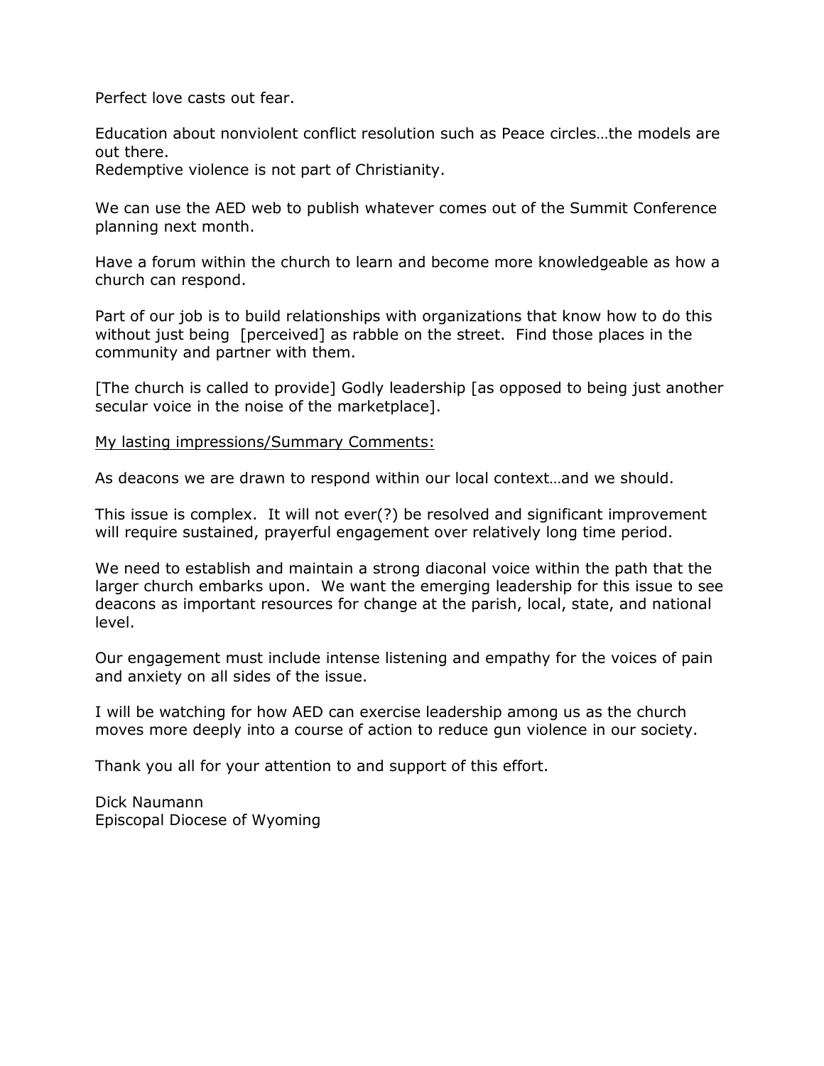Perfect love casts out fear.

Education about nonviolent conflict resolution such as Peace circles…the models are out there.
Redemptive violence is not part of Christianity.

We can use the AED web to publish whatever comes out of the Summit Conference planning next month.

Have a forum within the church to learn and become more knowledgeable as how a church can respond.

Part of our job is to build relationships with organizations that know how to do this without just being [perceived] as rabble on the street. Find those places in the community and partner with them.

[The church is called to provide] Godly leadership [as opposed to being just another secular voice in the noise of the marketplace].

<u>My lasting impressions/Summary Comments:</u>

As deacons we are drawn to respond within our local context…and we should.

This issue is complex. It will not ever(?) be resolved and significant improvement will require sustained, prayerful engagement over relatively long time period.

We need to establish and maintain a strong diaconal voice within the path that the larger church embarks upon. We want the emerging leadership for this issue to see deacons as important resources for change at the parish, local, state, and national level.

Our engagement must include intense listening and empathy for the voices of pain and anxiety on all sides of the issue.

I will be watching for how AED can exercise leadership among us as the church moves more deeply into a course of action to reduce gun violence in our society.

Thank you all for your attention to and support of this effort.

Dick Naumann
Episcopal Diocese of Wyoming